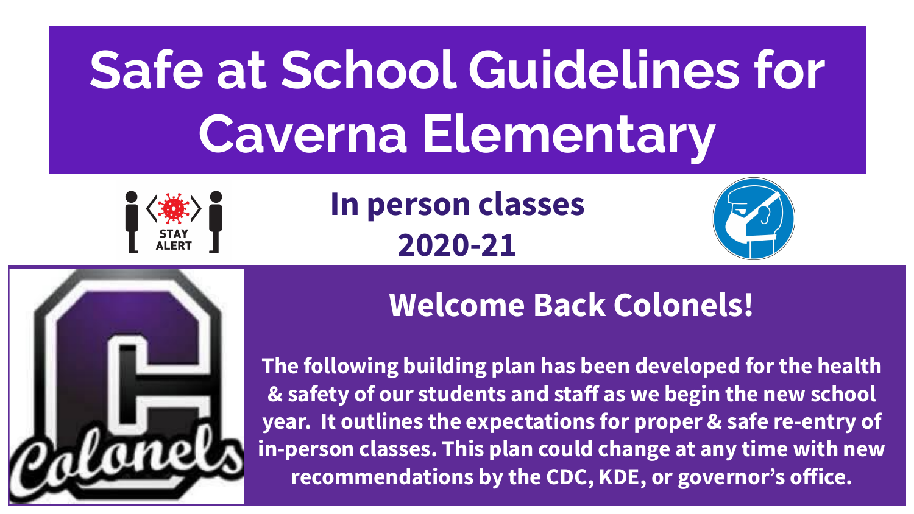# Safe at School Guidelines for Caverna Elementary

## In person classes 2020-21

## Welcome Back Colonels!

**The following building plan has been developed for the health & safety of our students and staff as we begin the new school year. It outlines the expectations for proper & safe re-entry of in-person classes. This plan could change at any time with new recommendations by the CDC, KDE, or governor's office.**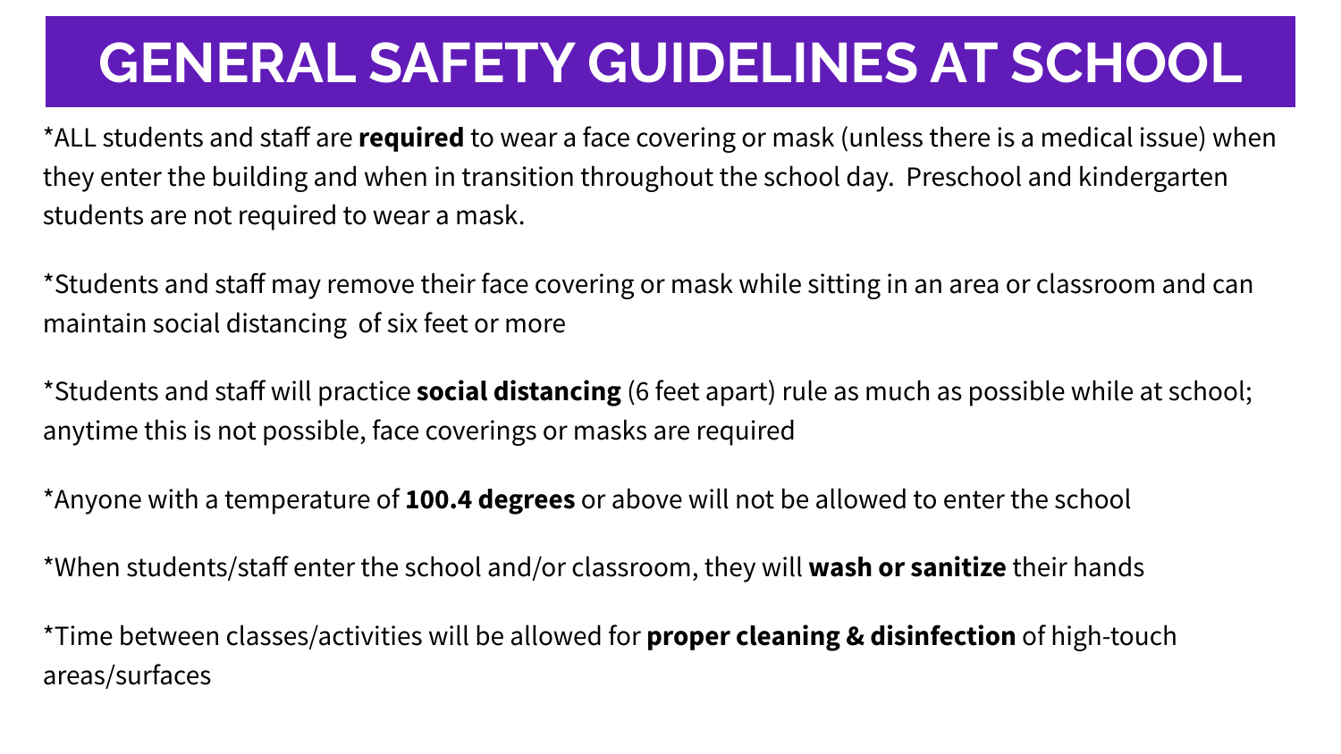# GENERAL SAFETY GUIDELINES AT SCHOOL

*ALL students and staff are **required** to wear a face covering or mask (unless there is a medical issue) when they enter the building and when in transition throughout the school day. Preschool and kindergarten students are not required to wear a mask.

*Students and staff may remove their face covering or mask while sitting in an area or classroom and can maintain social distancing of six feet or more

*Students and staff will practice **social distancing** (6 feet apart) rule as much as possible while at school; anytime this is not possible, face coverings or masks are required

*Anyone with a temperature of **100.4 degrees** or above will not be allowed to enter the school

*When students/staff enter the school and/or classroom, they will **wash or sanitize** their hands

*Time between classes/activities will be allowed for **proper cleaning & disinfection** of high-touch areas/surfaces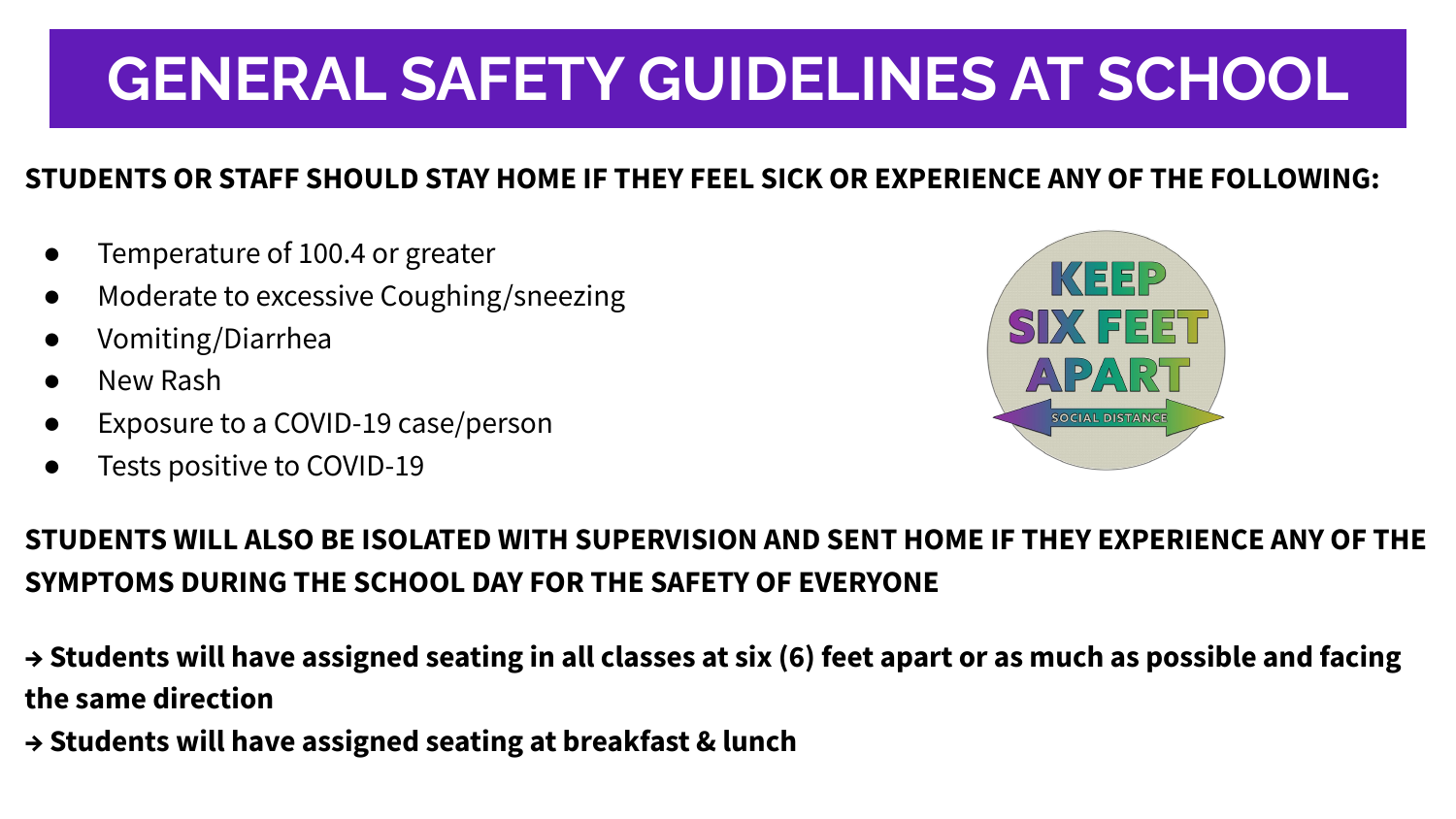# GENERAL SAFETY GUIDELINES AT SCHOOL

**STUDENTS OR STAFF SHOULD STAY HOME IF THEY FEEL SICK OR EXPERIENCE ANY OF THE FOLLOWING:**

- Temperature of 100.4 or greater
- Moderate to excessive Coughing/sneezing
- Vomiting/Diarrhea
- New Rash
- Exposure to a COVID-19 case/person
- Tests positive to COVID-19

KEEP SIX FEET APART

SOCIAL DISTANCE

**STUDENTS WILL ALSO BE ISOLATED WITH SUPERVISION AND SENT HOME IF THEY EXPERIENCE ANY OF THE SYMPTOMS DURING THE SCHOOL DAY FOR THE SAFETY OF EVERYONE**

**→ Students will have assigned seating in all classes at six (6) feet apart or as much as possible and facing the same direction**

**→ Students will have assigned seating at breakfast & lunch**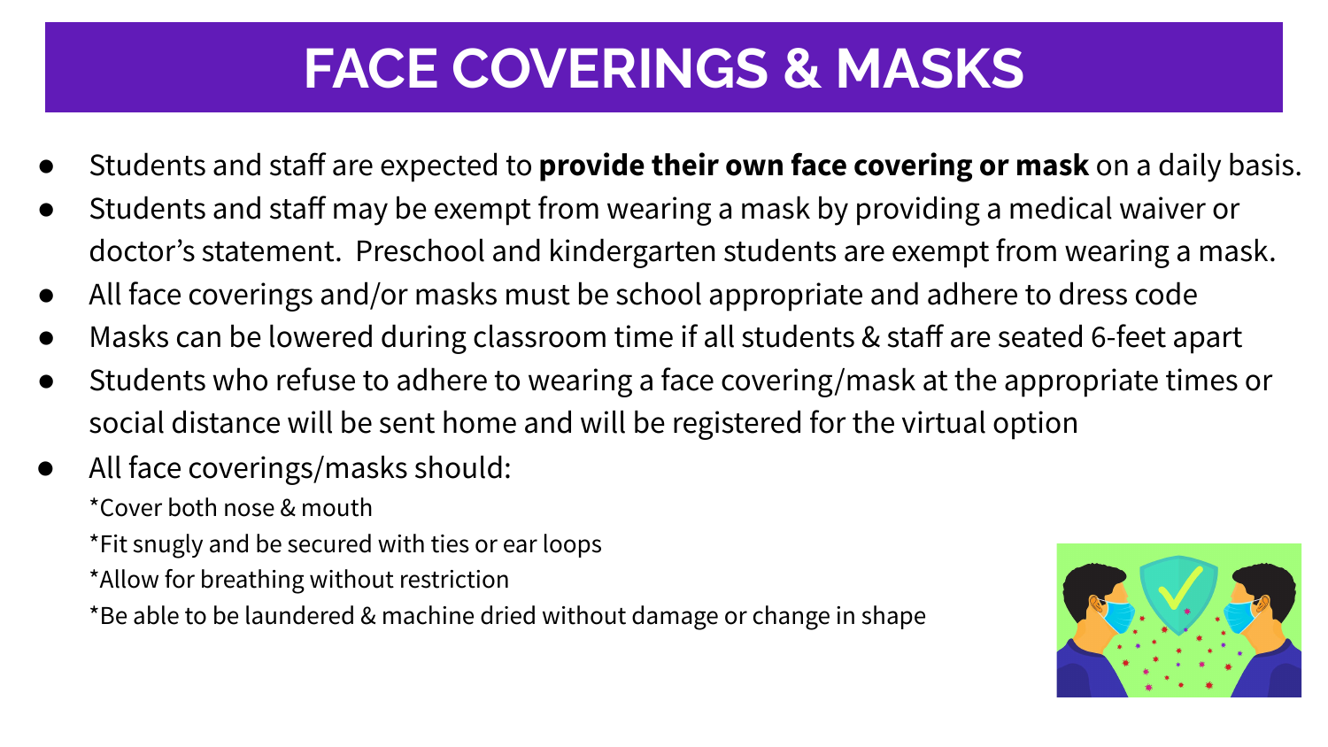# FACE COVERINGS & MASKS

- Students and staff are expected to **provide their own face covering or mask** on a daily basis.
- Students and staff may be exempt from wearing a mask by providing a medical waiver or doctor's statement. Preschool and kindergarten students are exempt from wearing a mask.
- All face coverings and/or masks must be school appropriate and adhere to dress code
- Masks can be lowered during classroom time if all students & staff are seated 6-feet apart
- Students who refuse to adhere to wearing a face covering/mask at the appropriate times or social distance will be sent home and will be registered for the virtual option
- All face coverings/masks should:

  *Cover both nose & mouth

  *Fit snugly and be secured with ties or ear loops

  *Allow for breathing without restriction

  *Be able to be laundered & machine dried without damage or change in shape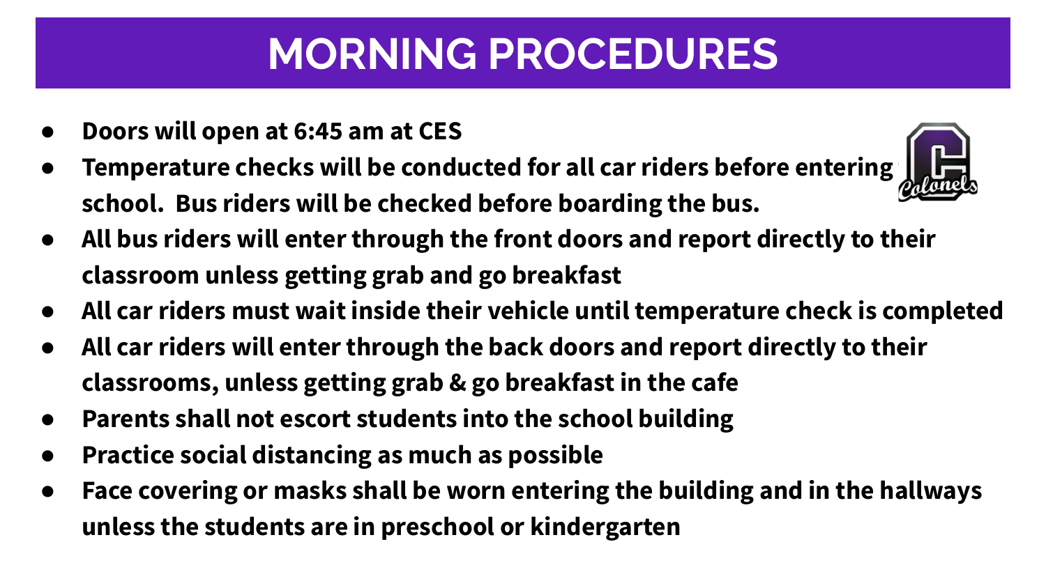# MORNING PROCEDURES

- **Doors will open at 6:45 am at CES**
- **Temperature checks will be conducted for all car riders before entering school. Bus riders will be checked before boarding the bus.**
- **All bus riders will enter through the front doors and report directly to their classroom unless getting grab and go breakfast**
- **All car riders must wait inside their vehicle until temperature check is completed**
- **All car riders will enter through the back doors and report directly to their classrooms, unless getting grab & go breakfast in the cafe**
- **Parents shall not escort students into the school building**
- **Practice social distancing as much as possible**
- **Face covering or masks shall be worn entering the building and in the hallways unless the students are in preschool or kindergarten**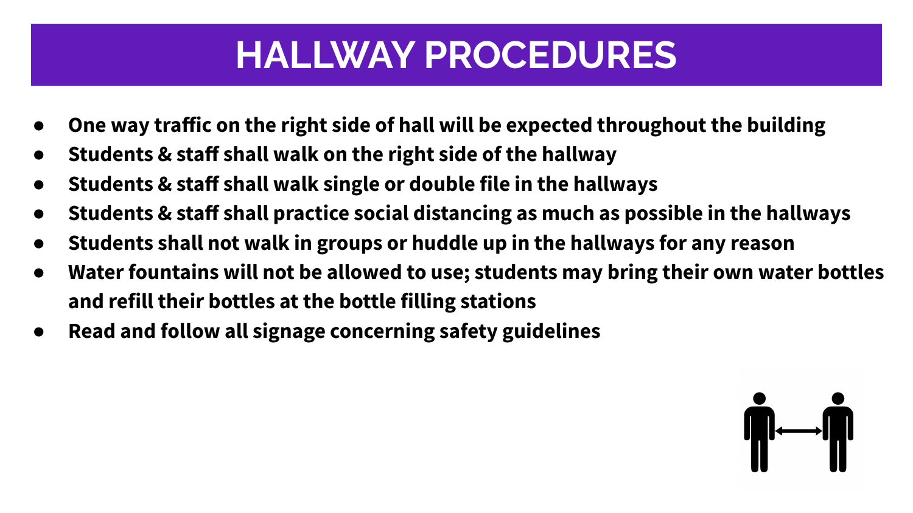# HALLWAY PROCEDURES

- **One way traffic on the right side of hall will be expected throughout the building**
- **Students & staff shall walk on the right side of the hallway**
- **Students & staff shall walk single or double file in the hallways**
- **Students & staff shall practice social distancing as much as possible in the hallways**
- **Students shall not walk in groups or huddle up in the hallways for any reason**
- **Water fountains will not be allowed to use; students may bring their own water bottles and refill their bottles at the bottle filling stations**
- **Read and follow all signage concerning safety guidelines**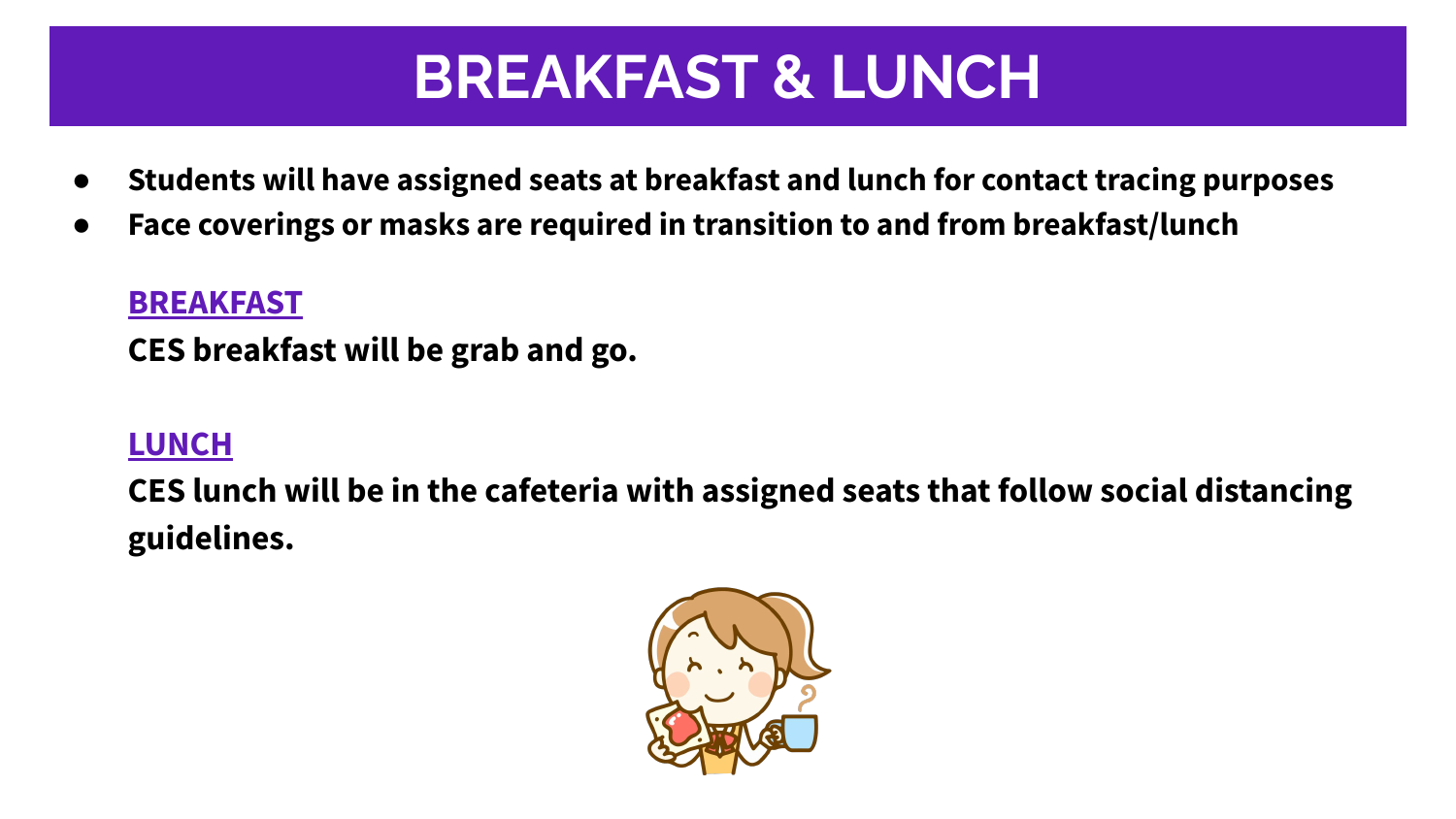# BREAKFAST & LUNCH

- **Students will have assigned seats at breakfast and lunch for contact tracing purposes**
- **Face coverings or masks are required in transition to and from breakfast/lunch**

## BREAKFAST

**CES breakfast will be grab and go.**

## LUNCH

**CES lunch will be in the cafeteria with assigned seats that follow social distancing guidelines.**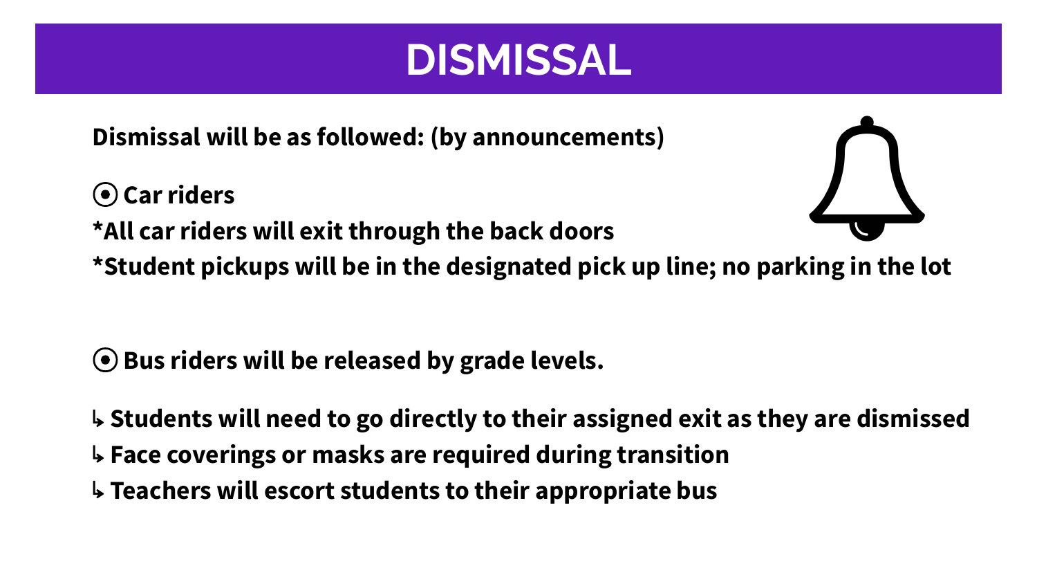# DISMISSAL

**Dismissal will be as followed: (by announcements)**

**⦿ Car riders**

**\*All car riders will exit through the back doors**

**\*Student pickups will be in the designated pick up line; no parking in the lot**

**⦿ Bus riders will be released by grade levels.**

**↳ Students will need to go directly to their assigned exit as they are dismissed**

**↳ Face coverings or masks are required during transition**

**↳ Teachers will escort students to their appropriate bus**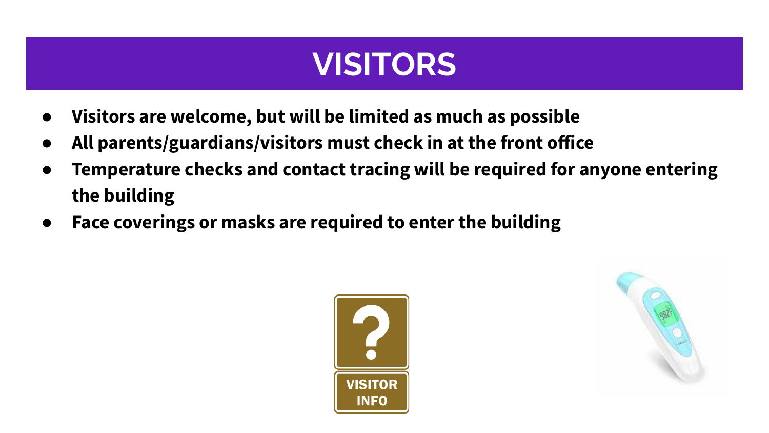# VISITORS

- **Visitors are welcome, but will be limited as much as possible**
- **All parents/guardians/visitors must check in at the front office**
- **Temperature checks and contact tracing will be required for anyone entering the building**
- **Face coverings or masks are required to enter the building**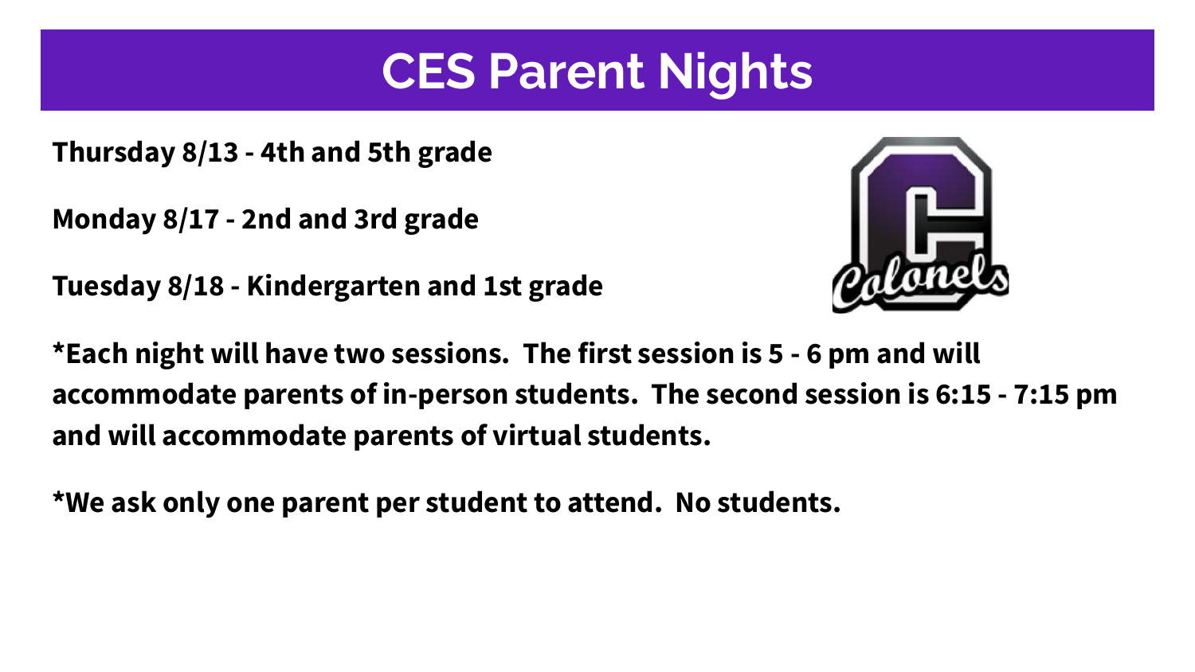# CES Parent Nights

**Thursday 8/13 - 4th and 5th grade**

**Monday 8/17 - 2nd and 3rd grade**

**Tuesday 8/18 - Kindergarten and 1st grade**

**\*Each night will have two sessions. The first session is 5 - 6 pm and will accommodate parents of in-person students. The second session is 6:15 - 7:15 pm and will accommodate parents of virtual students.**

**\*We ask only one parent per student to attend. No students.**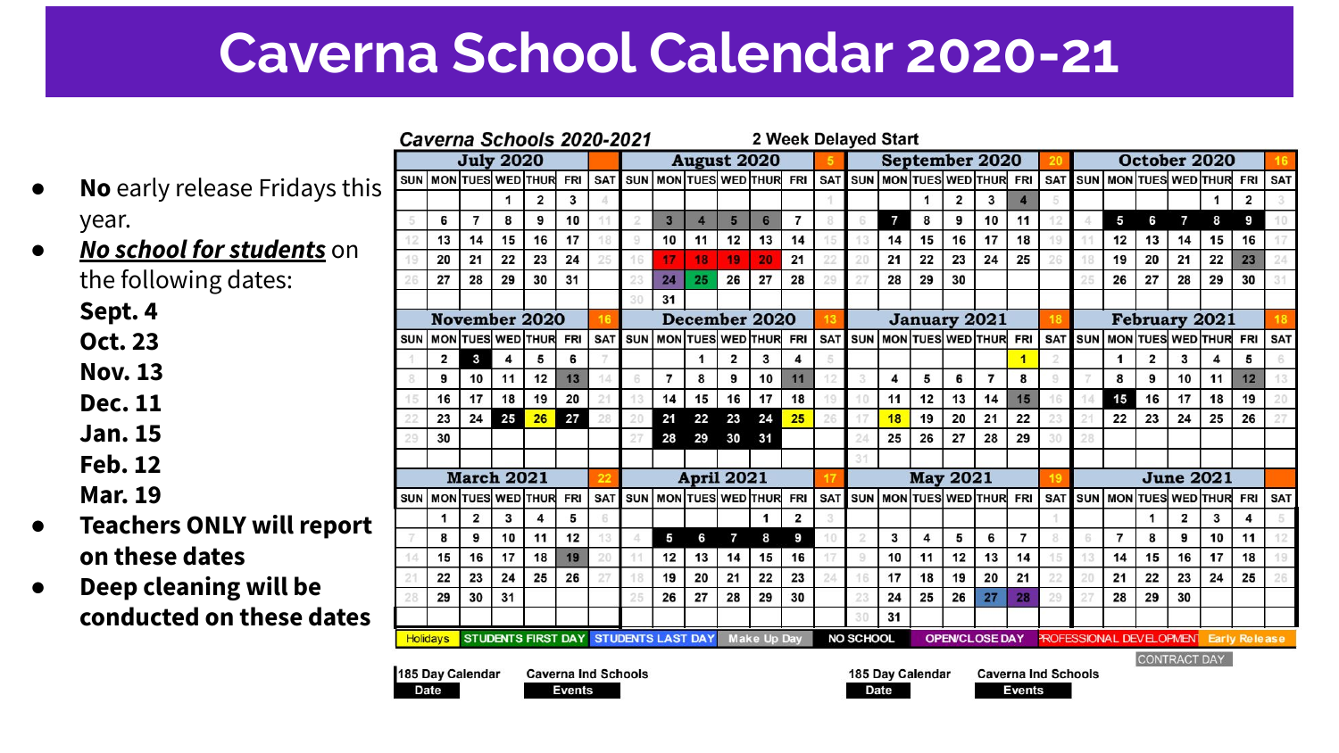# Caverna School Calendar 2020-21

- **No** early release Fridays this year.
- ***No school for students*** on the following dates:
  **Sept. 4**
  **Oct. 23**
  **Nov. 13**
  **Dec. 11**
  **Jan. 15**
  **Feb. 12**
  **Mar. 19**
- **Teachers ONLY will report on these dates**
- **Deep cleaning will be conducted on these dates**

***Caverna Schools 2020-2021*** **2 Week Delayed Start**

**July 2020** (4)

| SUN | MON | TUES | WED | THUR | FRI | SAT |
|---|---|---|---|---|---|---|
| | | | 1 | 2 | 3 | 4 |
| 5 | 6 | 7 | 8 | 9 | 10 | 11 |
| 12 | 13 | 14 | 15 | 16 | 17 | 18 |
| 19 | 20 | 21 | 22 | 23 | 24 | 25 |
| 26 | 27 | 28 | 29 | 30 | 31 | |

**August 2020** (5)

| SUN | MON | TUES | WED | THUR | FRI | SAT |
|---|---|---|---|---|---|---|
| | | | | | | 1 |
| 2 | 3 | 4 | 5 | 6 | 7 | 8 |
| 9 | 10 | 11 | 12 | 13 | 14 | 15 |
| 16 | 17 | 18 | 19 | 20 | 21 | 22 |
| 23 | 24 | 25 | 26 | 27 | 28 | 29 |
| 30 | 31 | | | | | |

**September 2020** (20)

| SUN | MON | TUES | WED | THUR | FRI | SAT |
|---|---|---|---|---|---|---|
| | | 1 | 2 | 3 | 4 | 5 |
| 6 | 7 | 8 | 9 | 10 | 11 | 12 |
| 13 | 14 | 15 | 16 | 17 | 18 | 19 |
| 20 | 21 | 22 | 23 | 24 | 25 | 26 |
| 27 | 28 | 29 | 30 | | | |

**October 2020** (16)

| SUN | MON | TUES | WED | THUR | FRI | SAT |
|---|---|---|---|---|---|---|
| | | | | 1 | 2 | 3 |
| 4 | 5 | 6 | 7 | 8 | 9 | 10 |
| 11 | 12 | 13 | 14 | 15 | 16 | 17 |
| 18 | 19 | 20 | 21 | 22 | 23 | 24 |
| 25 | 26 | 27 | 28 | 29 | 30 | 31 |

**November 2020** (16)

| SUN | MON | TUES | WED | THUR | FRI | SAT |
|---|---|---|---|---|---|---|
| 1 | 2 | 3 | 4 | 5 | 6 | 7 |
| 8 | 9 | 10 | 11 | 12 | 13 | 14 |
| 15 | 16 | 17 | 18 | 19 | 20 | 21 |
| 22 | 23 | 24 | 25 | 26 | 27 | 28 |
| 29 | 30 | | | | | |

**December 2020** (13)

| SUN | MON | TUES | WED | THUR | FRI | SAT |
|---|---|---|---|---|---|---|
| | | 1 | 2 | 3 | 4 | 5 |
| 6 | 7 | 8 | 9 | 10 | 11 | 12 |
| 13 | 14 | 15 | 16 | 17 | 18 | 19 |
| 20 | 21 | 22 | 23 | 24 | 25 | 26 |
| 27 | 28 | 29 | 30 | 31 | | |

**January 2021** (18)

| SUN | MON | TUES | WED | THUR | FRI | SAT |
|---|---|---|---|---|---|---|
| | | | | | 1 | 2 |
| 3 | 4 | 5 | 6 | 7 | 8 | 9 |
| 10 | 11 | 12 | 13 | 14 | 15 | 16 |
| 17 | 18 | 19 | 20 | 21 | 22 | 23 |
| 24 | 25 | 26 | 27 | 28 | 29 | 30 |
| 31 | | | | | | |

**February 2021** (18)

| SUN | MON | TUES | WED | THUR | FRI | SAT |
|---|---|---|---|---|---|---|
| | 1 | 2 | 3 | 4 | 5 | 6 |
| 7 | 8 | 9 | 10 | 11 | 12 | 13 |
| 14 | 15 | 16 | 17 | 18 | 19 | 20 |
| 21 | 22 | 23 | 24 | 25 | 26 | 27 |
| 28 | | | | | | |

**March 2021** (22)

| SUN | MON | TUES | WED | THUR | FRI | SAT |
|---|---|---|---|---|---|---|
| | 1 | 2 | 3 | 4 | 5 | 6 |
| 7 | 8 | 9 | 10 | 11 | 12 | 13 |
| 14 | 15 | 16 | 17 | 18 | 19 | 20 |
| 21 | 22 | 23 | 24 | 25 | 26 | 27 |
| 28 | 29 | 30 | 31 | | | |

**April 2021** (17)

| SUN | MON | TUES | WED | THUR | FRI | SAT |
|---|---|---|---|---|---|---|
| | | | | 1 | 2 | 3 |
| 4 | 5 | 6 | 7 | 8 | 9 | 10 |
| 11 | 12 | 13 | 14 | 15 | 16 | 17 |
| 18 | 19 | 20 | 21 | 22 | 23 | 24 |
| 25 | 26 | 27 | 28 | 29 | 30 | |

**May 2021** (19)

| SUN | MON | TUES | WED | THUR | FRI | SAT |
|---|---|---|---|---|---|---|
| | | | | | | 1 |
| 2 | 3 | 4 | 5 | 6 | 7 | 8 |
| 9 | 10 | 11 | 12 | 13 | 14 | 15 |
| 16 | 17 | 18 | 19 | 20 | 21 | 22 |
| 23 | 24 | 25 | 26 | 27 | 28 | 29 |
| 30 | 31 | | | | | |

**June 2021**

| SUN | MON | TUES | WED | THUR | FRI | SAT |
|---|---|---|---|---|---|---|
| | | 1 | 2 | 3 | 4 | 5 |
| 6 | 7 | 8 | 9 | 10 | 11 | 12 |
| 13 | 14 | 15 | 16 | 17 | 18 | 19 |
| 20 | 21 | 22 | 23 | 24 | 25 | 26 |
| 27 | 28 | 29 | 30 | | | |

Holidays | STUDENTS FIRST DAY | STUDENTS LAST DAY | Make Up Day | NO SCHOOL | OPEN/CLOSE DAY | PROFESSIONAL DEVELOPMENT | Early Release | CONTRACT DAY

| 185 Day Calendar | Caverna Ind Schools |
|---|---|
| Date | Events |

| 185 Day Calendar | Caverna Ind Schools |
|---|---|
| Date | Events |